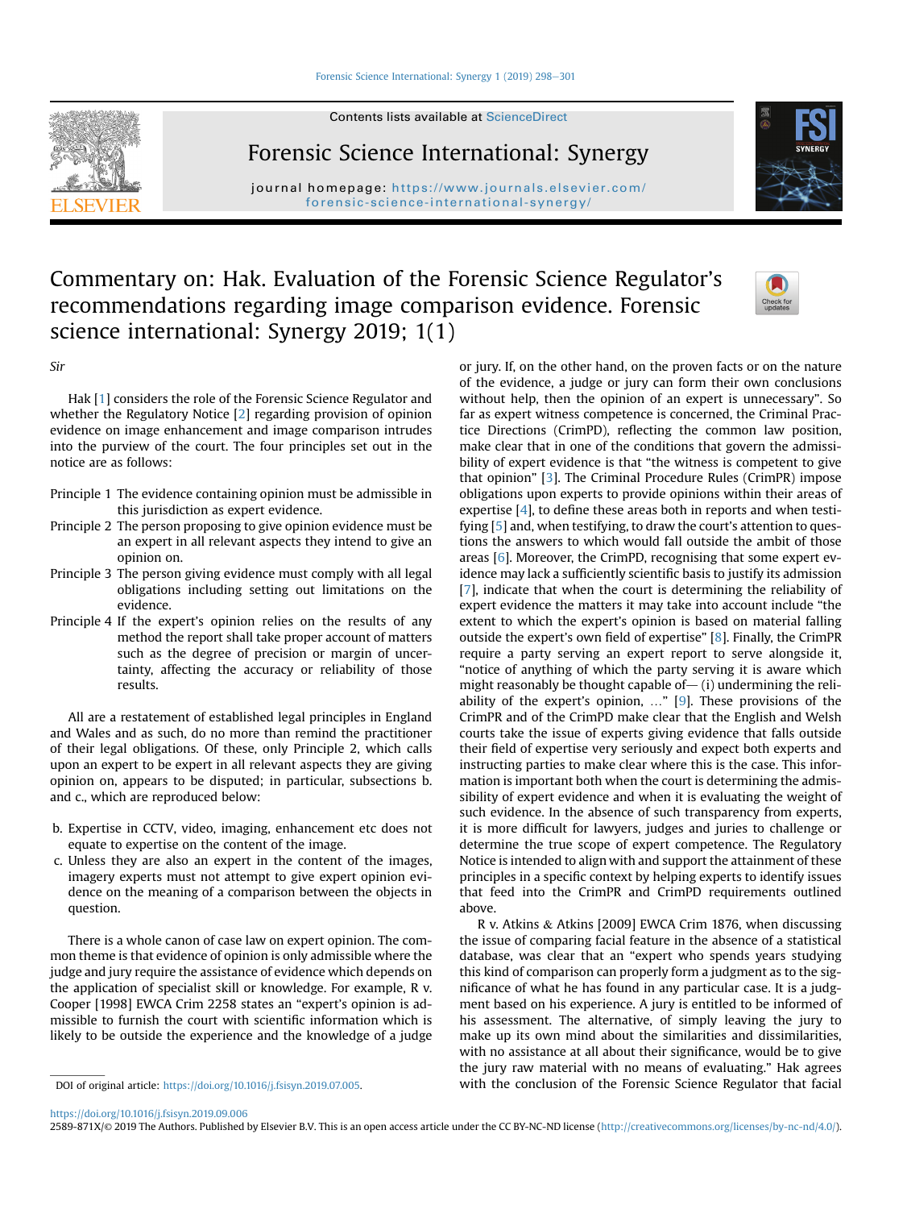# Commentary on: Hak. Evaluation of the Forensic Science Regulator's recommendations regarding image comparison evidence. Forensic science international: Synergy 2019; 1(1)

*Sir*

Hak [1] considers the role of the Forensic Science Regulator and whether the Regulatory Notice [2] regarding provision of opinion evidence on image enhancement and image comparison intrudes into the purview of the court. The four principles set out in the notice are as follows:

- Principle 1 The evidence containing opinion must be admissible in this jurisdiction as expert evidence.
- Principle 2 The person proposing to give opinion evidence must be an expert in all relevant aspects they intend to give an opinion on.
- Principle 3 The person giving evidence must comply with all legal obligations including setting out limitations on the evidence.
- Principle 4 If the expert's opinion relies on the results of any method the report shall take proper account of matters such as the degree of precision or margin of uncertainty, affecting the accuracy or reliability of those results.

All are a restatement of established legal principles in England and Wales and as such, do no more than remind the practitioner of their legal obligations. Of these, only Principle 2, which calls upon an expert to be expert in all relevant aspects they are giving opinion on, appears to be disputed; in particular, subsections b. and c., which are reproduced below:

b. Expertise in CCTV, video, imaging, enhancement etc does not equate to expertise on the content of the image.

c. Unless they are also an expert in the content of the images, imagery experts must not attempt to give expert opinion evidence on the meaning of a comparison between the objects in question.

There is a whole canon of case law on expert opinion. The common theme is that evidence of opinion is only admissible where the judge and jury require the assistance of evidence which depends on the application of specialist skill or knowledge. For example, R v. Cooper [1998] EWCA Crim 2258 states an "expert's opinion is admissible to furnish the court with scientific information which is likely to be outside the experience and the knowledge of a judge or jury. If, on the other hand, on the proven facts or on the nature of the evidence, a judge or jury can form their own conclusions without help, then the opinion of an expert is unnecessary". So far as expert witness competence is concerned, the Criminal Practice Directions (CrimPD), reflecting the common law position, make clear that in one of the conditions that govern the admissibility of expert evidence is that "the witness is competent to give that opinion" [3]. The Criminal Procedure Rules (CrimPR) impose obligations upon experts to provide opinions within their areas of expertise [4], to define these areas both in reports and when testifying [5] and, when testifying, to draw the court's attention to questions the answers to which would fall outside the ambit of those areas [6]. Moreover, the CrimPD, recognising that some expert evidence may lack a sufficiently scientific basis to justify its admission [7], indicate that when the court is determining the reliability of expert evidence the matters it may take into account include "the extent to which the expert's opinion is based on material falling outside the expert's own field of expertise" [8]. Finally, the CrimPR require a party serving an expert report to serve alongside it, "notice of anything of which the party serving it is aware which might reasonably be thought capable of— (i) undermining the reliability of the expert's opinion, …" [9]. These provisions of the CrimPR and of the CrimPD make clear that the English and Welsh courts take the issue of experts giving evidence that falls outside their field of expertise very seriously and expect both experts and instructing parties to make clear where this is the case. This information is important both when the court is determining the admissibility of expert evidence and when it is evaluating the weight of such evidence. In the absence of such transparency from experts, it is more difficult for lawyers, judges and juries to challenge or determine the true scope of expert competence. The Regulatory Notice is intended to align with and support the attainment of these principles in a specific context by helping experts to identify issues that feed into the CrimPR and CrimPD requirements outlined above.

R v. Atkins & Atkins [2009] EWCA Crim 1876, when discussing the issue of comparing facial feature in the absence of a statistical database, was clear that an "expert who spends years studying this kind of comparison can properly form a judgment as to the significance of what he has found in any particular case. It is a judgment based on his experience. A jury is entitled to be informed of his assessment. The alternative, of simply leaving the jury to make up its own mind about the similarities and dissimilarities, with no assistance at all about their significance, would be to give the jury raw material with no means of evaluating." Hak agrees with the conclusion of the Forensic Science Regulator that facial

DOI of original article: https://doi.org/10.1016/j.fsisyn.2019.07.005.

https://doi.org/10.1016/j.fsisyn.2019.09.006

2589-871X/© 2019 The Authors. Published by Elsevier B.V. This is an open access article under the CC BY-NC-ND license (http://creativecommons.org/licenses/by-nc-nd/4.0/).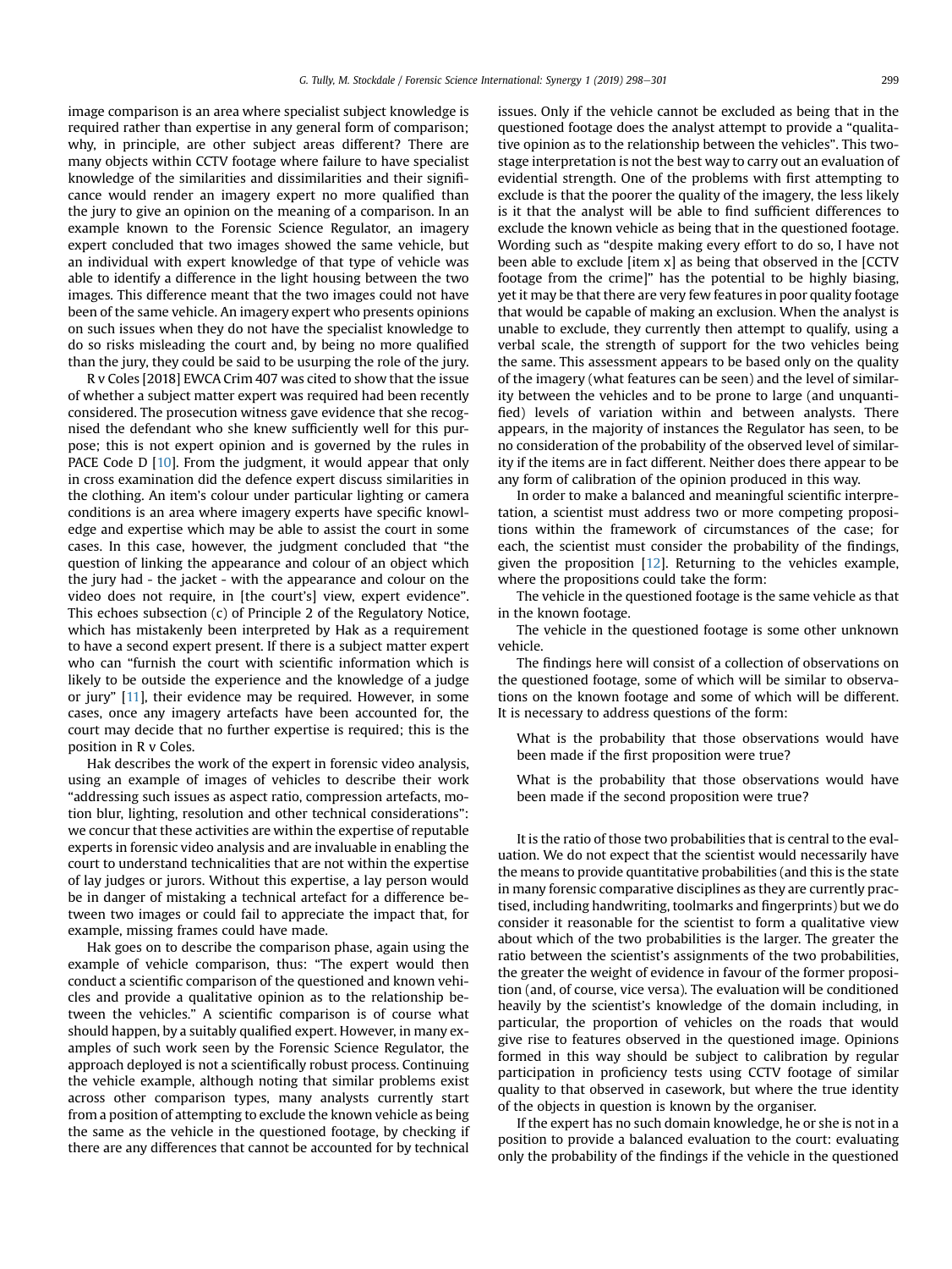image comparison is an area where specialist subject knowledge is required rather than expertise in any general form of comparison; why, in principle, are other subject areas different? There are many objects within CCTV footage where failure to have specialist knowledge of the similarities and dissimilarities and their significance would render an imagery expert no more qualified than the jury to give an opinion on the meaning of a comparison. In an example known to the Forensic Science Regulator, an imagery expert concluded that two images showed the same vehicle, but an individual with expert knowledge of that type of vehicle was able to identify a difference in the light housing between the two images. This difference meant that the two images could not have been of the same vehicle. An imagery expert who presents opinions on such issues when they do not have the specialist knowledge to do so risks misleading the court and, by being no more qualified than the jury, they could be said to be usurping the role of the jury.

R v Coles [2018] EWCA Crim 407 was cited to show that the issue of whether a subject matter expert was required had been recently considered. The prosecution witness gave evidence that she recognised the defendant who she knew sufficiently well for this purpose; this is not expert opinion and is governed by the rules in PACE Code D [10]. From the judgment, it would appear that only in cross examination did the defence expert discuss similarities in the clothing. An item's colour under particular lighting or camera conditions is an area where imagery experts have specific knowledge and expertise which may be able to assist the court in some cases. In this case, however, the judgment concluded that "the question of linking the appearance and colour of an object which the jury had - the jacket - with the appearance and colour on the video does not require, in [the court's] view, expert evidence". This echoes subsection (c) of Principle 2 of the Regulatory Notice, which has mistakenly been interpreted by Hak as a requirement to have a second expert present. If there is a subject matter expert who can "furnish the court with scientific information which is likely to be outside the experience and the knowledge of a judge or jury" [11], their evidence may be required. However, in some cases, once any imagery artefacts have been accounted for, the court may decide that no further expertise is required; this is the position in R v Coles.

Hak describes the work of the expert in forensic video analysis, using an example of images of vehicles to describe their work "addressing such issues as aspect ratio, compression artefacts, motion blur, lighting, resolution and other technical considerations": we concur that these activities are within the expertise of reputable experts in forensic video analysis and are invaluable in enabling the court to understand technicalities that are not within the expertise of lay judges or jurors. Without this expertise, a lay person would be in danger of mistaking a technical artefact for a difference between two images or could fail to appreciate the impact that, for example, missing frames could have made.

Hak goes on to describe the comparison phase, again using the example of vehicle comparison, thus: "The expert would then conduct a scientific comparison of the questioned and known vehicles and provide a qualitative opinion as to the relationship between the vehicles." A scientific comparison is of course what should happen, by a suitably qualified expert. However, in many examples of such work seen by the Forensic Science Regulator, the approach deployed is not a scientifically robust process. Continuing the vehicle example, although noting that similar problems exist across other comparison types, many analysts currently start from a position of attempting to exclude the known vehicle as being the same as the vehicle in the questioned footage, by checking if there are any differences that cannot be accounted for by technical issues. Only if the vehicle cannot be excluded as being that in the questioned footage does the analyst attempt to provide a "qualitative opinion as to the relationship between the vehicles". This two-stage interpretation is not the best way to carry out an evaluation of evidential strength. One of the problems with first attempting to exclude is that the poorer the quality of the imagery, the less likely is it that the analyst will be able to find sufficient differences to exclude the known vehicle as being that in the questioned footage. Wording such as "despite making every effort to do so, I have not been able to exclude [item x] as being that observed in the [CCTV footage from the crime]" has the potential to be highly biasing, yet it may be that there are very few features in poor quality footage that would be capable of making an exclusion. When the analyst is unable to exclude, they currently then attempt to qualify, using a verbal scale, the strength of support for the two vehicles being the same. This assessment appears to be based only on the quality of the imagery (what features can be seen) and the level of similarity between the vehicles and to be prone to large (and unquantified) levels of variation within and between analysts. There appears, in the majority of instances the Regulator has seen, to be no consideration of the probability of the observed level of similarity if the items are in fact different. Neither does there appear to be any form of calibration of the opinion produced in this way.

In order to make a balanced and meaningful scientific interpretation, a scientist must address two or more competing propositions within the framework of circumstances of the case; for each, the scientist must consider the probability of the findings, given the proposition [12]. Returning to the vehicles example, where the propositions could take the form:

The vehicle in the questioned footage is the same vehicle as that in the known footage.

The vehicle in the questioned footage is some other unknown vehicle.

The findings here will consist of a collection of observations on the questioned footage, some of which will be similar to observations on the known footage and some of which will be different. It is necessary to address questions of the form:

> What is the probability that those observations would have been made if the first proposition were true?
>
> What is the probability that those observations would have been made if the second proposition were true?

It is the ratio of those two probabilities that is central to the evaluation. We do not expect that the scientist would necessarily have the means to provide quantitative probabilities (and this is the state in many forensic comparative disciplines as they are currently practised, including handwriting, toolmarks and fingerprints) but we do consider it reasonable for the scientist to form a qualitative view about which of the two probabilities is the larger. The greater the ratio between the scientist's assignments of the two probabilities, the greater the weight of evidence in favour of the former proposition (and, of course, vice versa). The evaluation will be conditioned heavily by the scientist's knowledge of the domain including, in particular, the proportion of vehicles on the roads that would give rise to features observed in the questioned image. Opinions formed in this way should be subject to calibration by regular participation in proficiency tests using CCTV footage of similar quality to that observed in casework, but where the true identity of the objects in question is known by the organiser.

If the expert has no such domain knowledge, he or she is not in a position to provide a balanced evaluation to the court: evaluating only the probability of the findings if the vehicle in the questioned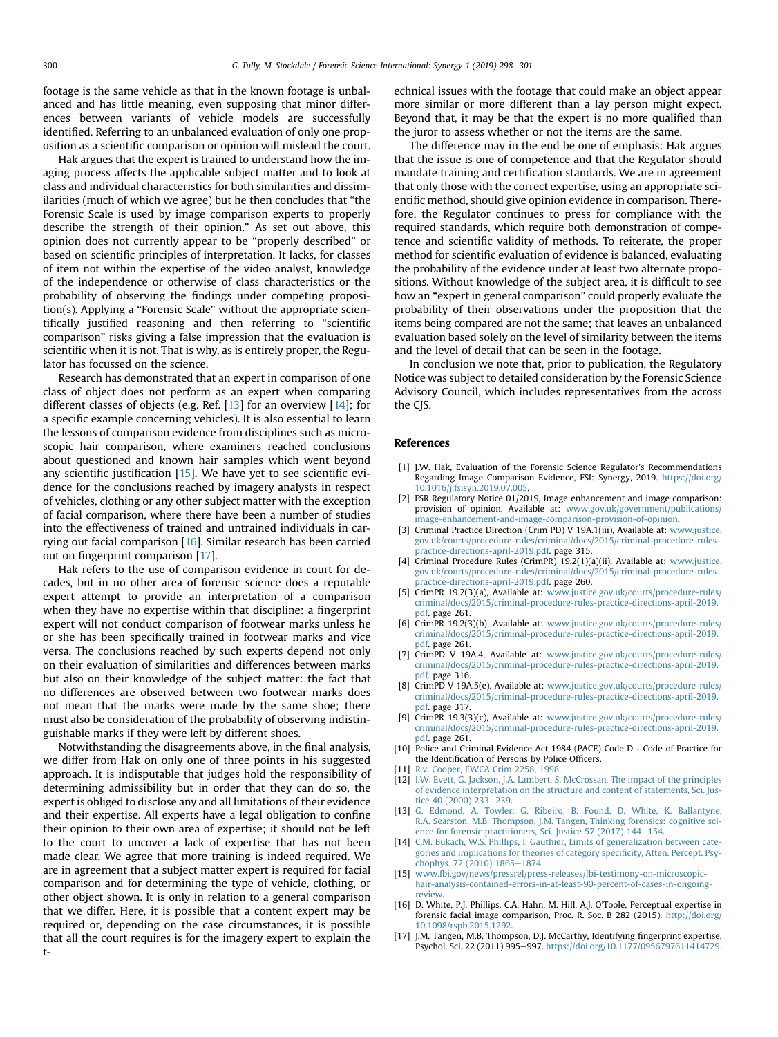footage is the same vehicle as that in the known footage is unbalanced and has little meaning, even supposing that minor differences between variants of vehicle models are successfully identified. Referring to an unbalanced evaluation of only one proposition as a scientific comparison or opinion will mislead the court.

Hak argues that the expert is trained to understand how the imaging process affects the applicable subject matter and to look at class and individual characteristics for both similarities and dissimilarities (much of which we agree) but he then concludes that "the Forensic Scale is used by image comparison experts to properly describe the strength of their opinion." As set out above, this opinion does not currently appear to be "properly described" or based on scientific principles of interpretation. It lacks, for classes of item not within the expertise of the video analyst, knowledge of the independence or otherwise of class characteristics or the probability of observing the findings under competing proposition(s). Applying a "Forensic Scale" without the appropriate scientifically justified reasoning and then referring to "scientific comparison" risks giving a false impression that the evaluation is scientific when it is not. That is why, as is entirely proper, the Regulator has focussed on the science.

Research has demonstrated that an expert in comparison of one class of object does not perform as an expert when comparing different classes of objects (e.g. Ref. [13] for an overview [14]; for a specific example concerning vehicles). It is also essential to learn the lessons of comparison evidence from disciplines such as microscopic hair comparison, where examiners reached conclusions about questioned and known hair samples which went beyond any scientific justification [15]. We have yet to see scientific evidence for the conclusions reached by imagery analysts in respect of vehicles, clothing or any other subject matter with the exception of facial comparison, where there have been a number of studies into the effectiveness of trained and untrained individuals in carrying out facial comparison [16]. Similar research has been carried out on fingerprint comparison [17].

Hak refers to the use of comparison evidence in court for decades, but in no other area of forensic science does a reputable expert attempt to provide an interpretation of a comparison when they have no expertise within that discipline: a fingerprint expert will not conduct comparison of footwear marks unless he or she has been specifically trained in footwear marks and vice versa. The conclusions reached by such experts depend not only on their evaluation of similarities and differences between marks but also on their knowledge of the subject matter: the fact that no differences are observed between two footwear marks does not mean that the marks were made by the same shoe; there must also be consideration of the probability of observing indistinguishable marks if they were left by different shoes.

Notwithstanding the disagreements above, in the final analysis, we differ from Hak on only one of three points in his suggested approach. It is indisputable that judges hold the responsibility of determining admissibility but in order that they can do so, the expert is obliged to disclose any and all limitations of their evidence and their expertise. All experts have a legal obligation to confine their opinion to their own area of expertise; it should not be left to the court to uncover a lack of expertise that has not been made clear. We agree that more training is indeed required. We are in agreement that a subject matter expert is required for facial comparison and for determining the type of vehicle, clothing, or other object shown. It is only in relation to a general comparison that we differ. Here, it is possible that a content expert may be required or, depending on the case circumstances, it is possible that all the court requires is for the imagery expert to explain the technical issues with the footage that could make an object appear more similar or more different than a lay person might expect. Beyond that, it may be that the expert is no more qualified than the juror to assess whether or not the items are the same.

The difference may in the end be one of emphasis: Hak argues that the issue is one of competence and that the Regulator should mandate training and certification standards. We are in agreement that only those with the correct expertise, using an appropriate scientific method, should give opinion evidence in comparison. Therefore, the Regulator continues to press for compliance with the required standards, which require both demonstration of competence and scientific validity of methods. To reiterate, the proper method for scientific evaluation of evidence is balanced, evaluating the probability of the evidence under at least two alternate propositions. Without knowledge of the subject area, it is difficult to see how an "expert in general comparison" could properly evaluate the probability of their observations under the proposition that the items being compared are not the same; that leaves an unbalanced evaluation based solely on the level of similarity between the items and the level of detail that can be seen in the footage.

In conclusion we note that, prior to publication, the Regulatory Notice was subject to detailed consideration by the Forensic Science Advisory Council, which includes representatives from the across the CJS.

## References

[1] J.W. Hak, Evaluation of the Forensic Science Regulator's Recommendations Regarding Image Comparison Evidence, FSI: Synergy, 2019. https://doi.org/10.1016/j.fsisyn.2019.07.005.

[2] FSR Regulatory Notice 01/2019, Image enhancement and image comparison: provision of opinion, Available at: www.gov.uk/government/publications/image-enhancement-and-image-comparison-provision-of-opinion.

[3] Criminal Practice DIrection (Crim PD) V 19A.1(iii), Available at: www.justice.gov.uk/courts/procedure-rules/criminal/docs/2015/criminal-procedure-rules-practice-directions-april-2019.pdf. page 315.

[4] Criminal Procedure Rules (CrimPR) 19.2(1)(a)(ii), Available at: www.justice.gov.uk/courts/procedure-rules/criminal/docs/2015/criminal-procedure-rules-practice-directions-april-2019.pdf. page 260.

[5] CrimPR 19.2(3)(a), Available at: www.justice.gov.uk/courts/procedure-rules/criminal/docs/2015/criminal-procedure-rules-practice-directions-april-2019.pdf. page 261.

[6] CrimPR 19.2(3)(b), Available at: www.justice.gov.uk/courts/procedure-rules/criminal/docs/2015/criminal-procedure-rules-practice-directions-april-2019.pdf. page 261.

[7] CrimPD V 19A.4, Available at: www.justice.gov.uk/courts/procedure-rules/criminal/docs/2015/criminal-procedure-rules-practice-directions-april-2019.pdf. page 316.

[8] CrimPD V 19A.5(e), Available at: www.justice.gov.uk/courts/procedure-rules/criminal/docs/2015/criminal-procedure-rules-practice-directions-april-2019.pdf. page 317.

[9] CrimPR 19.3(3)(c), Available at: www.justice.gov.uk/courts/procedure-rules/criminal/docs/2015/criminal-procedure-rules-practice-directions-april-2019.pdf. page 261.

[10] Police and Criminal Evidence Act 1984 (PACE) Code D - Code of Practice for the Identification of Persons by Police Officers.

[11] R.v. Cooper, EWCA Crim 2258, 1998.

[12] I.W. Evett, G. Jackson, J.A. Lambert, S. McCrossan, The impact of the principles of evidence interpretation on the structure and content of statements, Sci. Justice 40 (2000) 233–239.

[13] G. Edmond, A. Towler, G. Ribeiro, B. Found, D. White, K. Ballantyne, R.A. Searston, M.B. Thompson, J.M. Tangen, Thinking forensics: cognitive science for forensic practitioners, Sci. Justice 57 (2017) 144–154.

[14] C.M. Bukach, W.S. Phillips, I. Gauthier, Limits of generalization between categories and implications for theories of category specificity, Atten. Percept. Psychophys. 72 (2010) 1865–1874.

[15] www.fbi.gov/news/pressrel/press-releases/fbi-testimony-on-microscopic-hair-analysis-contained-errors-in-at-least-90-percent-of-cases-in-ongoing-review.

[16] D. White, P.J. Phillips, C.A. Hahn, M. Hill, A.J. O'Toole, Perceptual expertise in forensic facial image comparison, Proc. R. Soc. B 282 (2015). http://doi.org/10.1098/rspb.2015.1292.

[17] J.M. Tangen, M.B. Thompson, D.J. McCarthy, Identifying fingerprint expertise, Psychol. Sci. 22 (2011) 995–997. https://doi.org/10.1177/0956797611414729.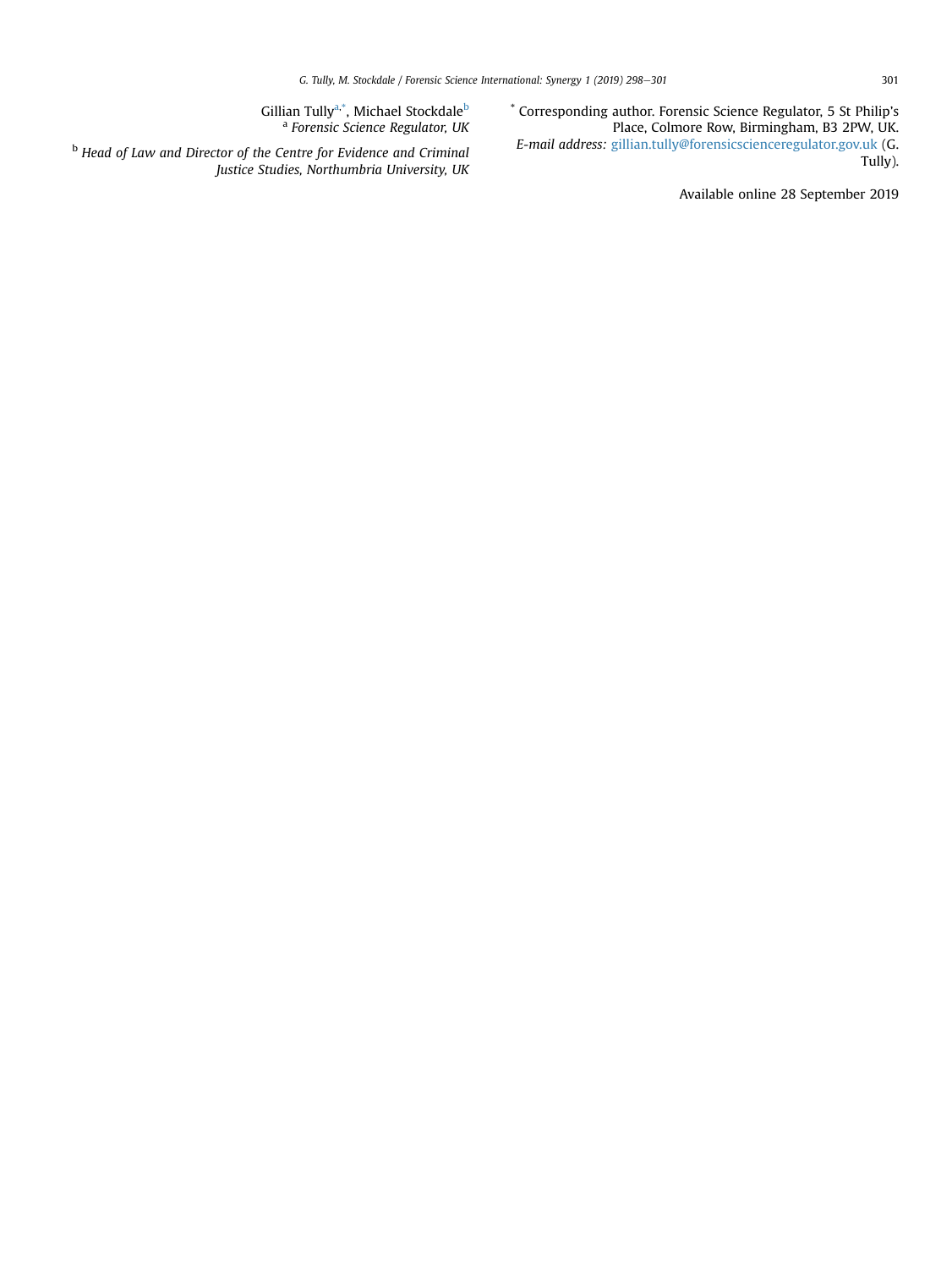Gillian Tully[a,*], Michael Stockdale[b]

[a] *Forensic Science Regulator, UK*

[b] *Head of Law and Director of the Centre for Evidence and Criminal Justice Studies, Northumbria University, UK*

[*] Corresponding author. Forensic Science Regulator, 5 St Philip's Place, Colmore Row, Birmingham, B3 2PW, UK.

*E-mail address:* gillian.tully@forensicscienceregulator.gov.uk (G. Tully).

Available online 28 September 2019